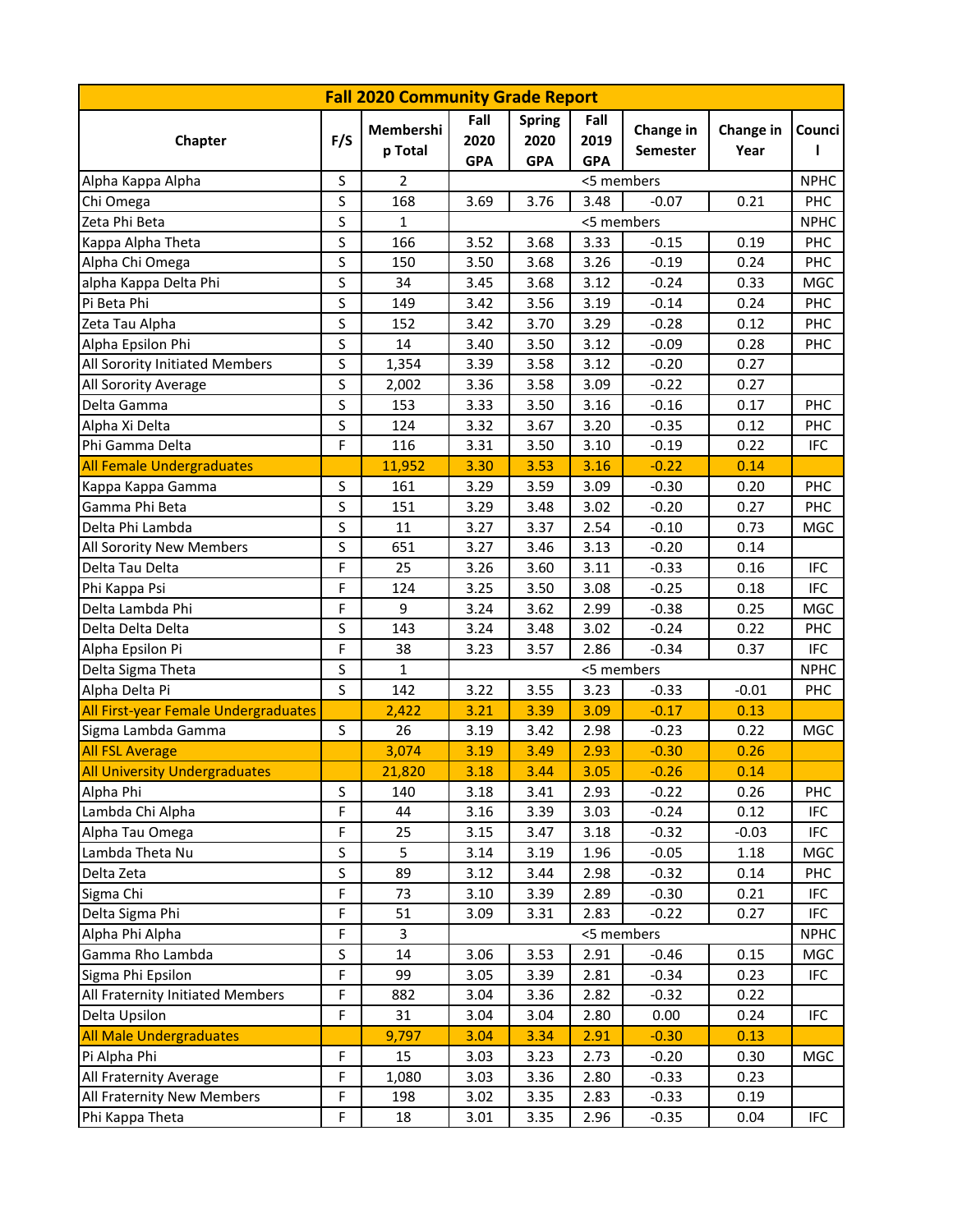| Fall 2020 Community Grade Report | | | | | | | | |
|---|---|---|---|---|---|---|---|---|
| Chapter | F/S | Membership Total | Fall 2020 GPA | Spring 2020 GPA | Fall 2019 GPA | Change in Semester | Change in Year | Council |
| Alpha Kappa Alpha | S | 2 | <5 members | | | | | NPHC |
| Chi Omega | S | 168 | 3.69 | 3.76 | 3.48 | -0.07 | 0.21 | PHC |
| Zeta Phi Beta | S | 1 | <5 members | | | | | NPHC |
| Kappa Alpha Theta | S | 166 | 3.52 | 3.68 | 3.33 | -0.15 | 0.19 | PHC |
| Alpha Chi Omega | S | 150 | 3.50 | 3.68 | 3.26 | -0.19 | 0.24 | PHC |
| alpha Kappa Delta Phi | S | 34 | 3.45 | 3.68 | 3.12 | -0.24 | 0.33 | MGC |
| Pi Beta Phi | S | 149 | 3.42 | 3.56 | 3.19 | -0.14 | 0.24 | PHC |
| Zeta Tau Alpha | S | 152 | 3.42 | 3.70 | 3.29 | -0.28 | 0.12 | PHC |
| Alpha Epsilon Phi | S | 14 | 3.40 | 3.50 | 3.12 | -0.09 | 0.28 | PHC |
| All Sorority Initiated Members | S | 1,354 | 3.39 | 3.58 | 3.12 | -0.20 | 0.27 | |
| All Sorority Average | S | 2,002 | 3.36 | 3.58 | 3.09 | -0.22 | 0.27 | |
| Delta Gamma | S | 153 | 3.33 | 3.50 | 3.16 | -0.16 | 0.17 | PHC |
| Alpha Xi Delta | S | 124 | 3.32 | 3.67 | 3.20 | -0.35 | 0.12 | PHC |
| Phi Gamma Delta | F | 116 | 3.31 | 3.50 | 3.10 | -0.19 | 0.22 | IFC |
| All Female Undergraduates | | 11,952 | 3.30 | 3.53 | 3.16 | -0.22 | 0.14 | |
| Kappa Kappa Gamma | S | 161 | 3.29 | 3.59 | 3.09 | -0.30 | 0.20 | PHC |
| Gamma Phi Beta | S | 151 | 3.29 | 3.48 | 3.02 | -0.20 | 0.27 | PHC |
| Delta Phi Lambda | S | 11 | 3.27 | 3.37 | 2.54 | -0.10 | 0.73 | MGC |
| All Sorority New Members | S | 651 | 3.27 | 3.46 | 3.13 | -0.20 | 0.14 | |
| Delta Tau Delta | F | 25 | 3.26 | 3.60 | 3.11 | -0.33 | 0.16 | IFC |
| Phi Kappa Psi | F | 124 | 3.25 | 3.50 | 3.08 | -0.25 | 0.18 | IFC |
| Delta Lambda Phi | F | 9 | 3.24 | 3.62 | 2.99 | -0.38 | 0.25 | MGC |
| Delta Delta Delta | S | 143 | 3.24 | 3.48 | 3.02 | -0.24 | 0.22 | PHC |
| Alpha Epsilon Pi | F | 38 | 3.23 | 3.57 | 2.86 | -0.34 | 0.37 | IFC |
| Delta Sigma Theta | S | 1 | <5 members | | | | | NPHC |
| Alpha Delta Pi | S | 142 | 3.22 | 3.55 | 3.23 | -0.33 | -0.01 | PHC |
| All First-year Female Undergraduates | | 2,422 | 3.21 | 3.39 | 3.09 | -0.17 | 0.13 | |
| Sigma Lambda Gamma | S | 26 | 3.19 | 3.42 | 2.98 | -0.23 | 0.22 | MGC |
| All FSL Average | | 3,074 | 3.19 | 3.49 | 2.93 | -0.30 | 0.26 | |
| All University Undergraduates | | 21,820 | 3.18 | 3.44 | 3.05 | -0.26 | 0.14 | |
| Alpha Phi | S | 140 | 3.18 | 3.41 | 2.93 | -0.22 | 0.26 | PHC |
| Lambda Chi Alpha | F | 44 | 3.16 | 3.39 | 3.03 | -0.24 | 0.12 | IFC |
| Alpha Tau Omega | F | 25 | 3.15 | 3.47 | 3.18 | -0.32 | -0.03 | IFC |
| Lambda Theta Nu | S | 5 | 3.14 | 3.19 | 1.96 | -0.05 | 1.18 | MGC |
| Delta Zeta | S | 89 | 3.12 | 3.44 | 2.98 | -0.32 | 0.14 | PHC |
| Sigma Chi | F | 73 | 3.10 | 3.39 | 2.89 | -0.30 | 0.21 | IFC |
| Delta Sigma Phi | F | 51 | 3.09 | 3.31 | 2.83 | -0.22 | 0.27 | IFC |
| Alpha Phi Alpha | F | 3 | <5 members | | | | | NPHC |
| Gamma Rho Lambda | S | 14 | 3.06 | 3.53 | 2.91 | -0.46 | 0.15 | MGC |
| Sigma Phi Epsilon | F | 99 | 3.05 | 3.39 | 2.81 | -0.34 | 0.23 | IFC |
| All Fraternity Initiated Members | F | 882 | 3.04 | 3.36 | 2.82 | -0.32 | 0.22 | |
| Delta Upsilon | F | 31 | 3.04 | 3.04 | 2.80 | 0.00 | 0.24 | IFC |
| All Male Undergraduates | | 9,797 | 3.04 | 3.34 | 2.91 | -0.30 | 0.13 | |
| Pi Alpha Phi | F | 15 | 3.03 | 3.23 | 2.73 | -0.20 | 0.30 | MGC |
| All Fraternity Average | F | 1,080 | 3.03 | 3.36 | 2.80 | -0.33 | 0.23 | |
| All Fraternity New Members | F | 198 | 3.02 | 3.35 | 2.83 | -0.33 | 0.19 | |
| Phi Kappa Theta | F | 18 | 3.01 | 3.35 | 2.96 | -0.35 | 0.04 | IFC |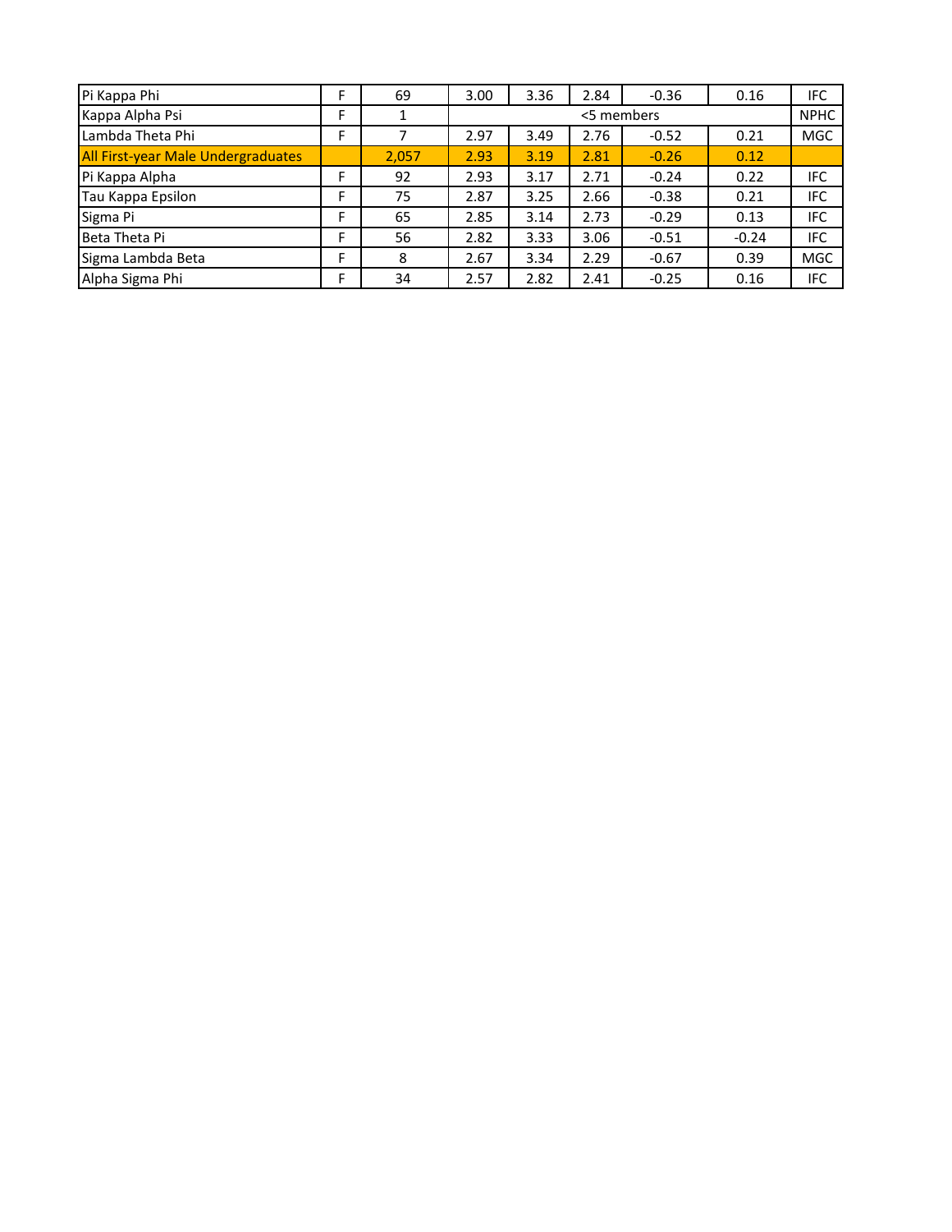| | | | | | | | | |
|---|---|---|---|---|---|---|---|---|
| Pi Kappa Phi | F | 69 | 3.00 | 3.36 | 2.84 | -0.36 | 0.16 | IFC |
| Kappa Alpha Psi | F | 1 | <5 members | | | | | NPHC |
| Lambda Theta Phi | F | 7 | 2.97 | 3.49 | 2.76 | -0.52 | 0.21 | MGC |
| All First-year Male Undergraduates | | 2,057 | 2.93 | 3.19 | 2.81 | -0.26 | 0.12 | |
| Pi Kappa Alpha | F | 92 | 2.93 | 3.17 | 2.71 | -0.24 | 0.22 | IFC |
| Tau Kappa Epsilon | F | 75 | 2.87 | 3.25 | 2.66 | -0.38 | 0.21 | IFC |
| Sigma Pi | F | 65 | 2.85 | 3.14 | 2.73 | -0.29 | 0.13 | IFC |
| Beta Theta Pi | F | 56 | 2.82 | 3.33 | 3.06 | -0.51 | -0.24 | IFC |
| Sigma Lambda Beta | F | 8 | 2.67 | 3.34 | 2.29 | -0.67 | 0.39 | MGC |
| Alpha Sigma Phi | F | 34 | 2.57 | 2.82 | 2.41 | -0.25 | 0.16 | IFC |